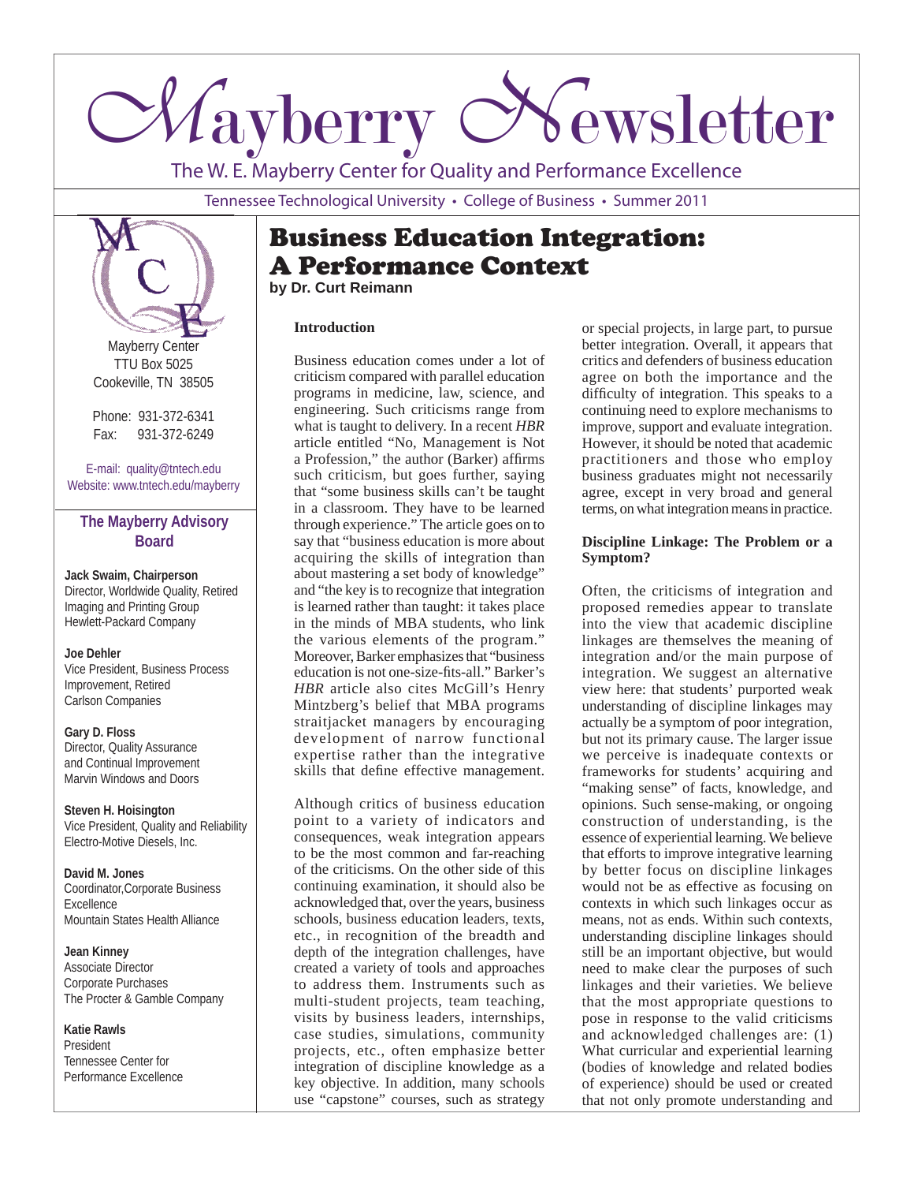# Mayberry Newsletter

The W. E. Mayberry Center for Quality and Performance Excellence

Tennessee Technological University • College of Business • Summer 2011

Mayberry Center
TTU Box 5025
Cookeville, TN 38505

Phone: 931-372-6341
Fax: 931-372-6249

E-mail: quality@tntech.edu
Website: www.tntech.edu/mayberry

### The Mayberry Advisory Board

**Jack Swaim, Chairperson**
Director, Worldwide Quality, Retired
Imaging and Printing Group
Hewlett-Packard Company

**Joe Dehler**
Vice President, Business Process Improvement, Retired
Carlson Companies

**Gary D. Floss**
Director, Quality Assurance and Continual Improvement
Marvin Windows and Doors

**Steven H. Hoisington**
Vice President, Quality and Reliability
Electro-Motive Diesels, Inc.

**David M. Jones**
Coordinator,Corporate Business Excellence
Mountain States Health Alliance

**Jean Kinney**
Associate Director
Corporate Purchases
The Procter & Gamble Company

**Katie Rawls**
President
Tennessee Center for Performance Excellence

# Business Education Integration: A Performance Context

**by Dr. Curt Reimann**

### Introduction

Business education comes under a lot of criticism compared with parallel education programs in medicine, law, science, and engineering. Such criticisms range from what is taught to delivery. In a recent *HBR* article entitled "No, Management is Not a Profession," the author (Barker) affirms such criticism, but goes further, saying that "some business skills can't be taught in a classroom. They have to be learned through experience." The article goes on to say that "business education is more about acquiring the skills of integration than about mastering a set body of knowledge" and "the key is to recognize that integration is learned rather than taught: it takes place in the minds of MBA students, who link the various elements of the program." Moreover, Barker emphasizes that "business education is not one-size-fits-all." Barker's *HBR* article also cites McGill's Henry Mintzberg's belief that MBA programs straitjacket managers by encouraging development of narrow functional expertise rather than the integrative skills that define effective management.

Although critics of business education point to a variety of indicators and consequences, weak integration appears to be the most common and far-reaching of the criticisms. On the other side of this continuing examination, it should also be acknowledged that, over the years, business schools, business education leaders, texts, etc., in recognition of the breadth and depth of the integration challenges, have created a variety of tools and approaches to address them. Instruments such as multi-student projects, team teaching, visits by business leaders, internships, case studies, simulations, community projects, etc., often emphasize better integration of discipline knowledge as a key objective. In addition, many schools use "capstone" courses, such as strategy or special projects, in large part, to pursue better integration. Overall, it appears that critics and defenders of business education agree on both the importance and the difficulty of integration. This speaks to a continuing need to explore mechanisms to improve, support and evaluate integration. However, it should be noted that academic practitioners and those who employ business graduates might not necessarily agree, except in very broad and general terms, on what integration means in practice.

### Discipline Linkage: The Problem or a Symptom?

Often, the criticisms of integration and proposed remedies appear to translate into the view that academic discipline linkages are themselves the meaning of integration and/or the main purpose of integration. We suggest an alternative view here: that students' purported weak understanding of discipline linkages may actually be a symptom of poor integration, but not its primary cause. The larger issue we perceive is inadequate contexts or frameworks for students' acquiring and "making sense" of facts, knowledge, and opinions. Such sense-making, or ongoing construction of understanding, is the essence of experiential learning. We believe that efforts to improve integrative learning by better focus on discipline linkages would not be as effective as focusing on contexts in which such linkages occur as means, not as ends. Within such contexts, understanding discipline linkages should still be an important objective, but would need to make clear the purposes of such linkages and their varieties. We believe that the most appropriate questions to pose in response to the valid criticisms and acknowledged challenges are: (1) What curricular and experiential learning (bodies of knowledge and related bodies of experience) should be used or created that not only promote understanding and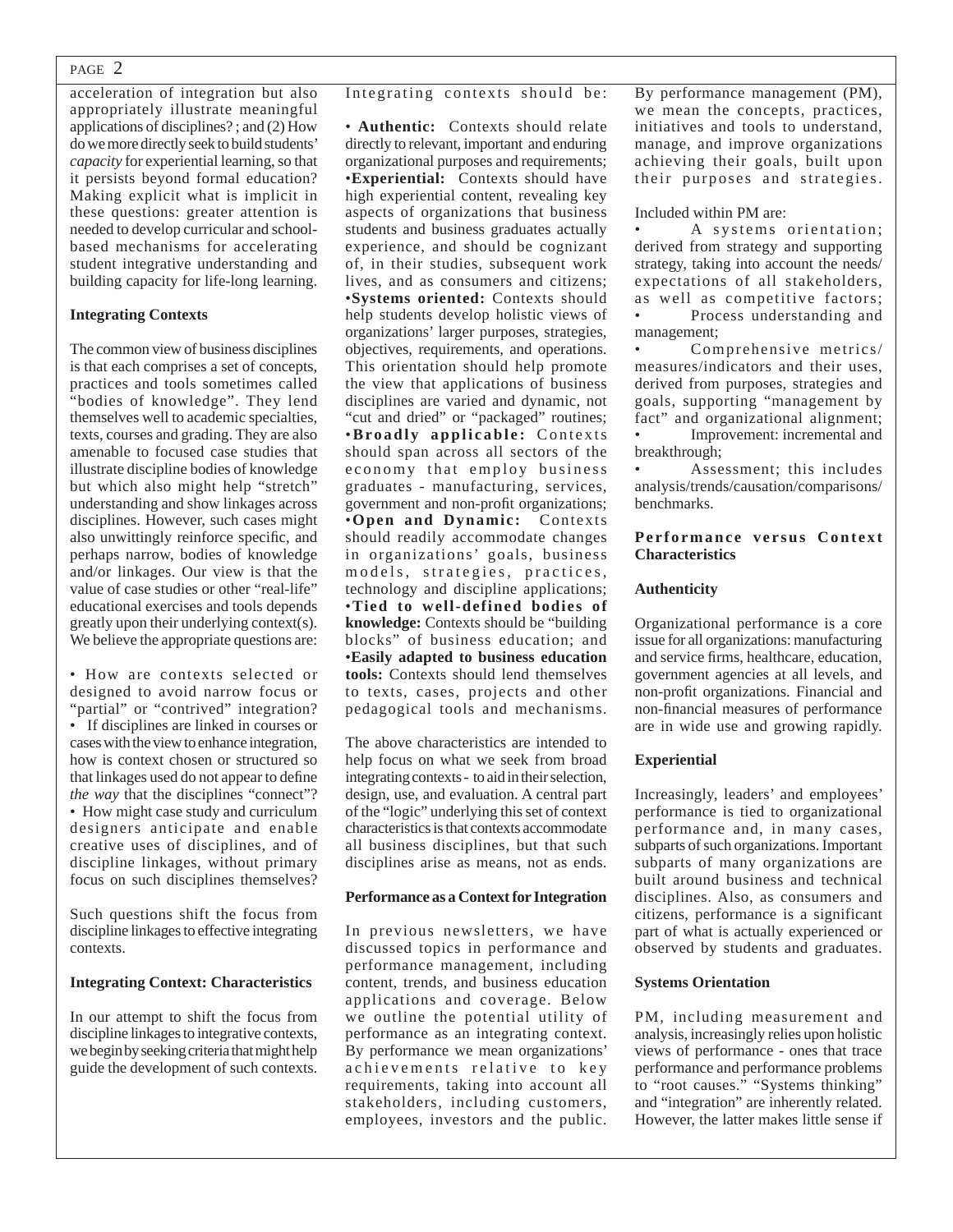acceleration of integration but also appropriately illustrate meaningful applications of disciplines? ; and (2) How do we more directly seek to build students' *capacity* for experiential learning, so that it persists beyond formal education? Making explicit what is implicit in these questions: greater attention is needed to develop curricular and school-based mechanisms for accelerating student integrative understanding and building capacity for life-long learning.

**Integrating Contexts**

The common view of business disciplines is that each comprises a set of concepts, practices and tools sometimes called "bodies of knowledge". They lend themselves well to academic specialties, texts, courses and grading. They are also amenable to focused case studies that illustrate discipline bodies of knowledge but which also might help "stretch" understanding and show linkages across disciplines. However, such cases might also unwittingly reinforce specific, and perhaps narrow, bodies of knowledge and/or linkages. Our view is that the value of case studies or other "real-life" educational exercises and tools depends greatly upon their underlying context(s). We believe the appropriate questions are:

- How are contexts selected or designed to avoid narrow focus or "partial" or "contrived" integration?
- If disciplines are linked in courses or cases with the view to enhance integration, how is context chosen or structured so that linkages used do not appear to define *the way* that the disciplines "connect"?
- How might case study and curriculum designers anticipate and enable creative uses of disciplines, and of discipline linkages, without primary focus on such disciplines themselves?

Such questions shift the focus from discipline linkages to effective integrating contexts.

**Integrating Context: Characteristics**

In our attempt to shift the focus from discipline linkages to integrative contexts, we begin by seeking criteria that might help guide the development of such contexts. Integrating contexts should be:

- **Authentic:** Contexts should relate directly to relevant, important and enduring organizational purposes and requirements;
- **Experiential:** Contexts should have high experiential content, revealing key aspects of organizations that business students and business graduates actually experience, and should be cognizant of, in their studies, subsequent work lives, and as consumers and citizens;
- **Systems oriented:** Contexts should help students develop holistic views of organizations' larger purposes, strategies, objectives, requirements, and operations. This orientation should help promote the view that applications of business disciplines are varied and dynamic, not "cut and dried" or "packaged" routines;
- **Broadly applicable:** Contexts should span across all sectors of the economy that employ business graduates - manufacturing, services, government and non-profit organizations;
- **Open and Dynamic:** Contexts should readily accommodate changes in organizations' goals, business models, strategies, practices, technology and discipline applications;
- **Tied to well-defined bodies of knowledge:** Contexts should be "building blocks" of business education; and
- **Easily adapted to business education tools:** Contexts should lend themselves to texts, cases, projects and other pedagogical tools and mechanisms.

The above characteristics are intended to help focus on what we seek from broad integrating contexts - to aid in their selection, design, use, and evaluation. A central part of the "logic" underlying this set of context characteristics is that contexts accommodate all business disciplines, but that such disciplines arise as means, not as ends.

**Performance as a Context for Integration**

In previous newsletters, we have discussed topics in performance and performance management, including content, trends, and business education applications and coverage. Below we outline the potential utility of performance as an integrating context. By performance we mean organizations' achievements relative to key requirements, taking into account all stakeholders, including customers, employees, investors and the public. By performance management (PM), we mean the concepts, practices, initiatives and tools to understand, manage, and improve organizations achieving their goals, built upon their purposes and strategies.

Included within PM are:

- A systems orientation; derived from strategy and supporting strategy, taking into account the needs/expectations of all stakeholders, as well as competitive factors;
- Process understanding and management;
- Comprehensive metrics/measures/indicators and their uses, derived from purposes, strategies and goals, supporting "management by fact" and organizational alignment;
- Improvement: incremental and breakthrough;
- Assessment; this includes analysis/trends/causation/comparisons/benchmarks.

**Performance versus Context Characteristics**

**Authenticity**

Organizational performance is a core issue for all organizations: manufacturing and service firms, healthcare, education, government agencies at all levels, and non-profit organizations. Financial and non-financial measures of performance are in wide use and growing rapidly.

**Experiential**

Increasingly, leaders' and employees' performance is tied to organizational performance and, in many cases, subparts of such organizations. Important subparts of many organizations are built around business and technical disciplines. Also, as consumers and citizens, performance is a significant part of what is actually experienced or observed by students and graduates.

**Systems Orientation**

PM, including measurement and analysis, increasingly relies upon holistic views of performance - ones that trace performance and performance problems to "root causes." "Systems thinking" and "integration" are inherently related. However, the latter makes little sense if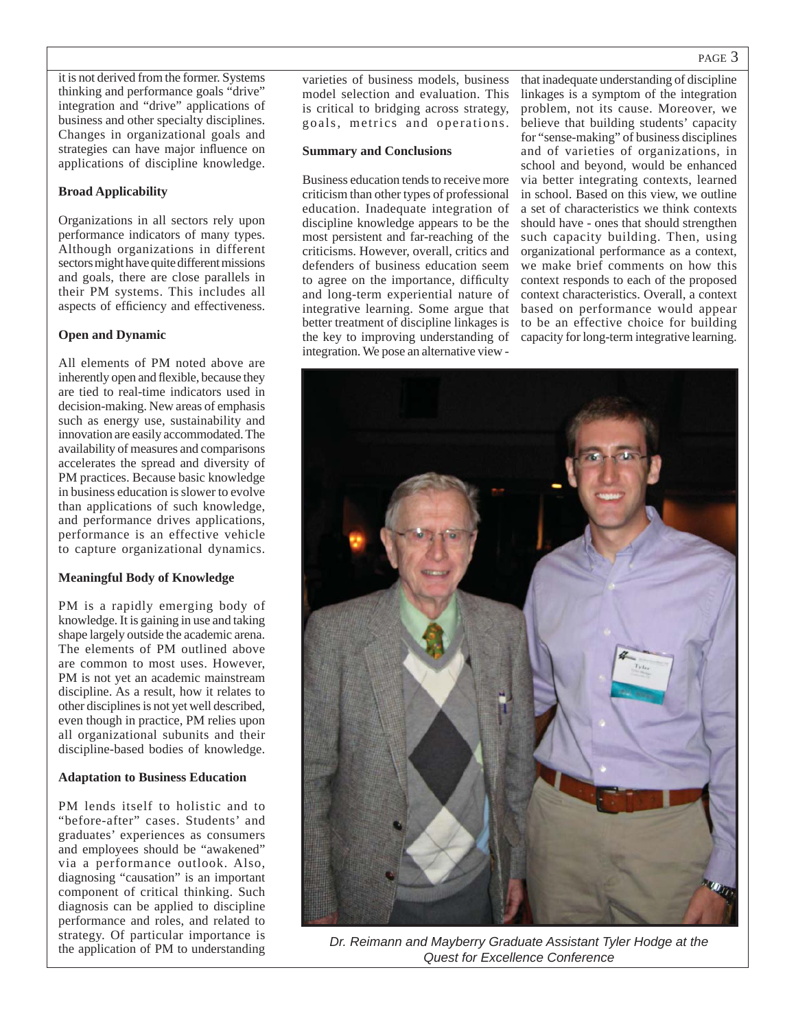it is not derived from the former. Systems thinking and performance goals "drive" integration and "drive" applications of business and other specialty disciplines. Changes in organizational goals and strategies can have major influence on applications of discipline knowledge.

**Broad Applicability**

Organizations in all sectors rely upon performance indicators of many types. Although organizations in different sectors might have quite different missions and goals, there are close parallels in their PM systems. This includes all aspects of efficiency and effectiveness.

**Open and Dynamic**

All elements of PM noted above are inherently open and flexible, because they are tied to real-time indicators used in decision-making. New areas of emphasis such as energy use, sustainability and innovation are easily accommodated. The availability of measures and comparisons accelerates the spread and diversity of PM practices. Because basic knowledge in business education is slower to evolve than applications of such knowledge, and performance drives applications, performance is an effective vehicle to capture organizational dynamics.

**Meaningful Body of Knowledge**

PM is a rapidly emerging body of knowledge. It is gaining in use and taking shape largely outside the academic arena. The elements of PM outlined above are common to most uses. However, PM is not yet an academic mainstream discipline. As a result, how it relates to other disciplines is not yet well described, even though in practice, PM relies upon all organizational subunits and their discipline-based bodies of knowledge.

**Adaptation to Business Education**

PM lends itself to holistic and to "before-after" cases. Students' and graduates' experiences as consumers and employees should be "awakened" via a performance outlook. Also, diagnosing "causation" is an important component of critical thinking. Such diagnosis can be applied to discipline performance and roles, and related to strategy. Of particular importance is the application of PM to understanding varieties of business models, business model selection and evaluation. This is critical to bridging across strategy, goals, metrics and operations.

**Summary and Conclusions**

Business education tends to receive more criticism than other types of professional education. Inadequate integration of discipline knowledge appears to be the most persistent and far-reaching of the criticisms. However, overall, critics and defenders of business education seem to agree on the importance, difficulty and long-term experiential nature of integrative learning. Some argue that better treatment of discipline linkages is the key to improving understanding of integration. We pose an alternative view - that inadequate understanding of discipline linkages is a symptom of the integration problem, not its cause. Moreover, we believe that building students' capacity for "sense-making" of business disciplines and of varieties of organizations, in school and beyond, would be enhanced via better integrating contexts, learned in school. Based on this view, we outline a set of characteristics we think contexts should have - ones that should strengthen such capacity building. Then, using organizational performance as a context, we make brief comments on how this context responds to each of the proposed context characteristics. Overall, a context based on performance would appear to be an effective choice for building capacity for long-term integrative learning.

*Dr. Reimann and Mayberry Graduate Assistant Tyler Hodge at the Quest for Excellence Conference*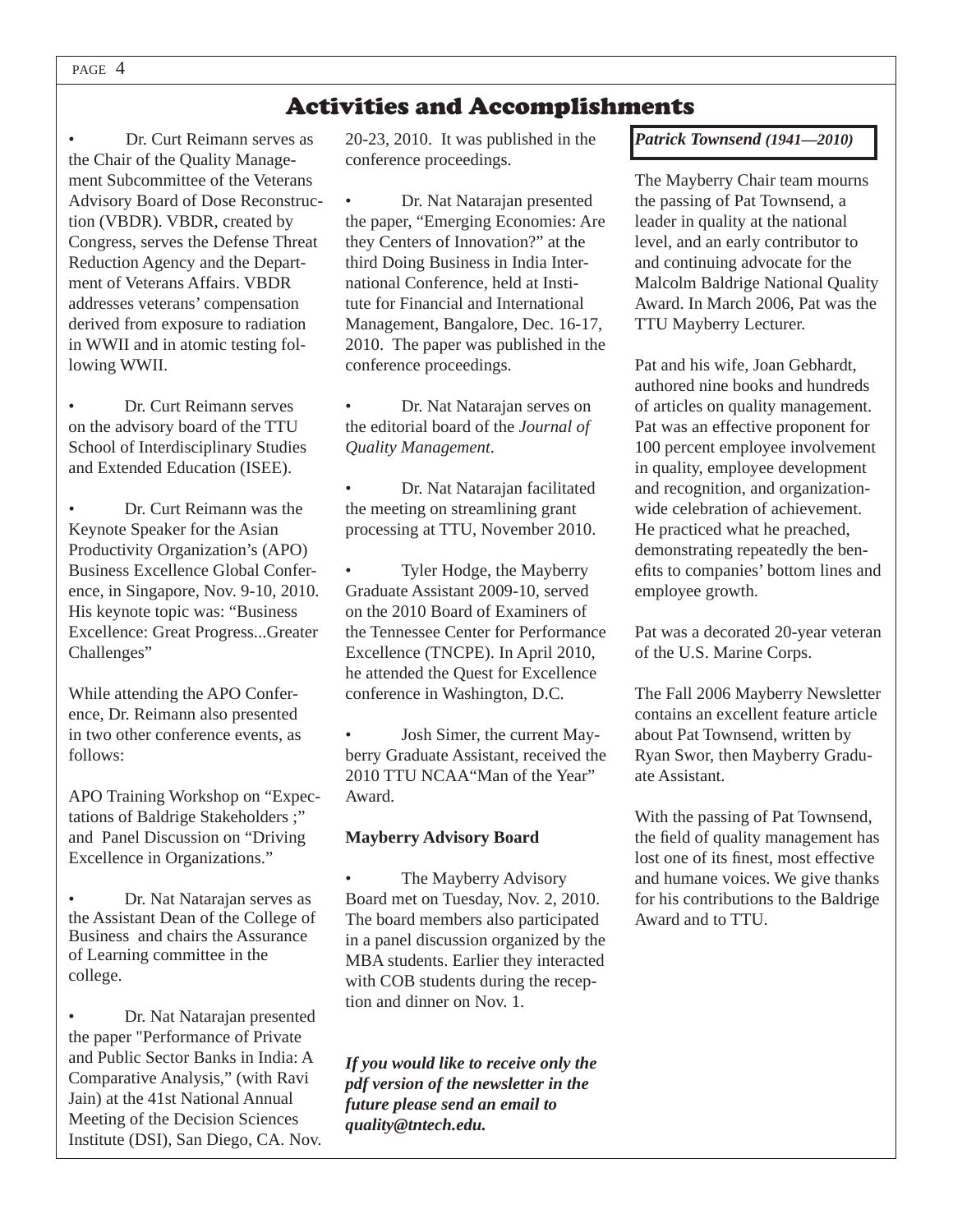# Activities and Accomplishments

- Dr. Curt Reimann serves as the Chair of the Quality Management Subcommittee of the Veterans Advisory Board of Dose Reconstruction (VBDR). VBDR, created by Congress, serves the Defense Threat Reduction Agency and the Department of Veterans Affairs. VBDR addresses veterans' compensation derived from exposure to radiation in WWII and in atomic testing following WWII.

- Dr. Curt Reimann serves on the advisory board of the TTU School of Interdisciplinary Studies and Extended Education (ISEE).

- Dr. Curt Reimann was the Keynote Speaker for the Asian Productivity Organization's (APO) Business Excellence Global Conference, in Singapore, Nov. 9-10, 2010. His keynote topic was: "Business Excellence: Great Progress...Greater Challenges"

While attending the APO Conference, Dr. Reimann also presented in two other conference events, as follows:

APO Training Workshop on "Expectations of Baldrige Stakeholders ;" and Panel Discussion on "Driving Excellence in Organizations."

- Dr. Nat Natarajan serves as the Assistant Dean of the College of Business and chairs the Assurance of Learning committee in the college.

- Dr. Nat Natarajan presented the paper "Performance of Private and Public Sector Banks in India: A Comparative Analysis," (with Ravi Jain) at the 41st National Annual Meeting of the Decision Sciences Institute (DSI), San Diego, CA. Nov. 20-23, 2010. It was published in the conference proceedings.

- Dr. Nat Natarajan presented the paper, "Emerging Economies: Are they Centers of Innovation?" at the third Doing Business in India International Conference, held at Institute for Financial and International Management, Bangalore, Dec. 16-17, 2010. The paper was published in the conference proceedings.

- Dr. Nat Natarajan serves on the editorial board of the *Journal of Quality Management*.

- Dr. Nat Natarajan facilitated the meeting on streamlining grant processing at TTU, November 2010.

- Tyler Hodge, the Mayberry Graduate Assistant 2009-10, served on the 2010 Board of Examiners of the Tennessee Center for Performance Excellence (TNCPE). In April 2010, he attended the Quest for Excellence conference in Washington, D.C.

- Josh Simer, the current Mayberry Graduate Assistant, received the 2010 TTU NCAA"Man of the Year" Award.

**Mayberry Advisory Board**

- The Mayberry Advisory Board met on Tuesday, Nov. 2, 2010. The board members also participated in a panel discussion organized by the MBA students. Earlier they interacted with COB students during the reception and dinner on Nov. 1.

***If you would like to receive only the pdf version of the newsletter in the future please send an email to quality@tntech.edu.***

***Patrick Townsend (1941—2010)***

The Mayberry Chair team mourns the passing of Pat Townsend, a leader in quality at the national level, and an early contributor to and continuing advocate for the Malcolm Baldrige National Quality Award. In March 2006, Pat was the TTU Mayberry Lecturer.

Pat and his wife, Joan Gebhardt, authored nine books and hundreds of articles on quality management. Pat was an effective proponent for 100 percent employee involvement in quality, employee development and recognition, and organization-wide celebration of achievement. He practiced what he preached, demonstrating repeatedly the benefits to companies' bottom lines and employee growth.

Pat was a decorated 20-year veteran of the U.S. Marine Corps.

The Fall 2006 Mayberry Newsletter contains an excellent feature article about Pat Townsend, written by Ryan Swor, then Mayberry Graduate Assistant.

With the passing of Pat Townsend, the field of quality management has lost one of its finest, most effective and humane voices. We give thanks for his contributions to the Baldrige Award and to TTU.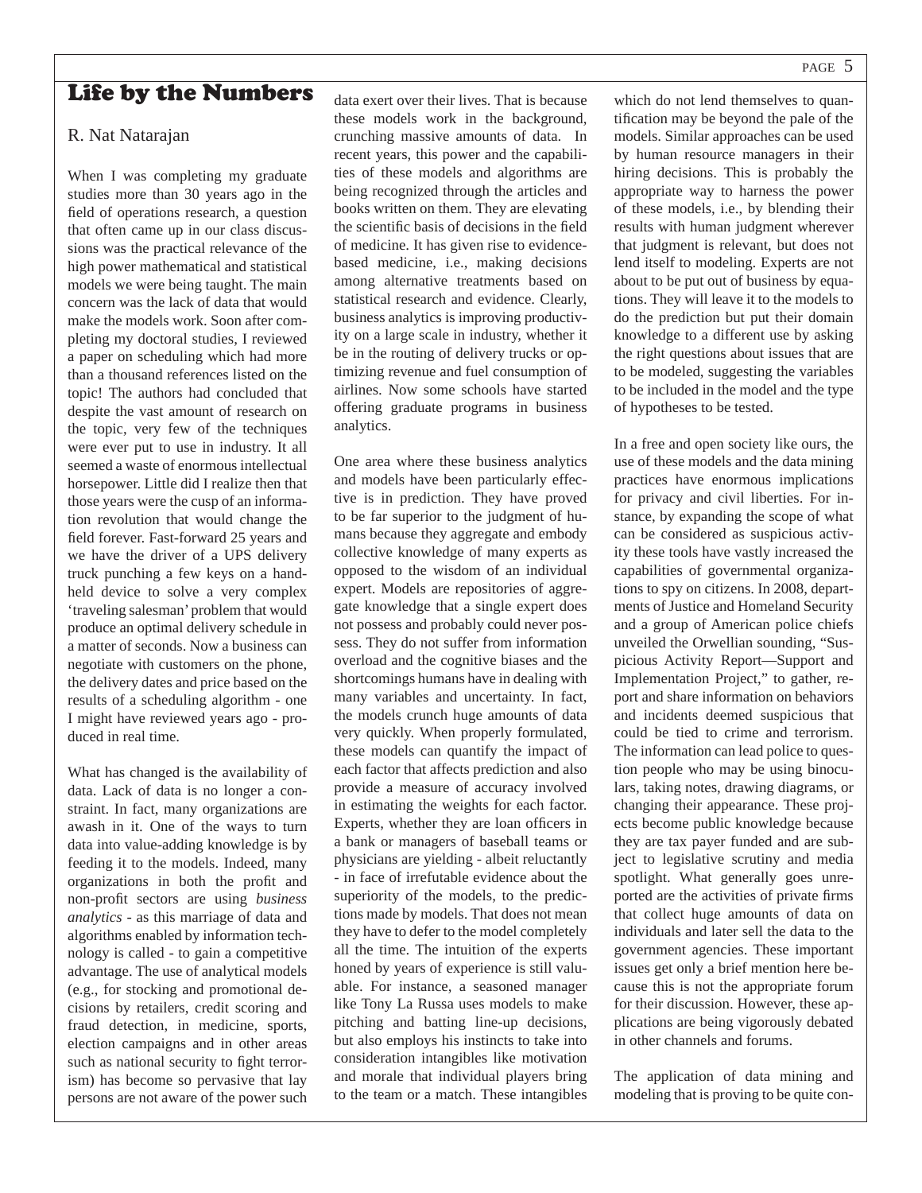# Life by the Numbers

R. Nat Natarajan

When I was completing my graduate studies more than 30 years ago in the field of operations research, a question that often came up in our class discussions was the practical relevance of the high power mathematical and statistical models we were being taught. The main concern was the lack of data that would make the models work. Soon after completing my doctoral studies, I reviewed a paper on scheduling which had more than a thousand references listed on the topic! The authors had concluded that despite the vast amount of research on the topic, very few of the techniques were ever put to use in industry. It all seemed a waste of enormous intellectual horsepower. Little did I realize then that those years were the cusp of an information revolution that would change the field forever. Fast-forward 25 years and we have the driver of a UPS delivery truck punching a few keys on a handheld device to solve a very complex 'traveling salesman' problem that would produce an optimal delivery schedule in a matter of seconds. Now a business can negotiate with customers on the phone, the delivery dates and price based on the results of a scheduling algorithm - one I might have reviewed years ago - produced in real time.

What has changed is the availability of data. Lack of data is no longer a constraint. In fact, many organizations are awash in it. One of the ways to turn data into value-adding knowledge is by feeding it to the models. Indeed, many organizations in both the profit and non-profit sectors are using *business analytics* - as this marriage of data and algorithms enabled by information technology is called - to gain a competitive advantage. The use of analytical models (e.g., for stocking and promotional decisions by retailers, credit scoring and fraud detection, in medicine, sports, election campaigns and in other areas such as national security to fight terrorism) has become so pervasive that lay persons are not aware of the power such data exert over their lives. That is because these models work in the background, crunching massive amounts of data. In recent years, this power and the capabilities of these models and algorithms are being recognized through the articles and books written on them. They are elevating the scientific basis of decisions in the field of medicine. It has given rise to evidence-based medicine, i.e., making decisions among alternative treatments based on statistical research and evidence. Clearly, business analytics is improving productivity on a large scale in industry, whether it be in the routing of delivery trucks or optimizing revenue and fuel consumption of airlines. Now some schools have started offering graduate programs in business analytics.

One area where these business analytics and models have been particularly effective is in prediction. They have proved to be far superior to the judgment of humans because they aggregate and embody collective knowledge of many experts as opposed to the wisdom of an individual expert. Models are repositories of aggregate knowledge that a single expert does not possess and probably could never possess. They do not suffer from information overload and the cognitive biases and the shortcomings humans have in dealing with many variables and uncertainty. In fact, the models crunch huge amounts of data very quickly. When properly formulated, these models can quantify the impact of each factor that affects prediction and also provide a measure of accuracy involved in estimating the weights for each factor. Experts, whether they are loan officers in a bank or managers of baseball teams or physicians are yielding - albeit reluctantly - in face of irrefutable evidence about the superiority of the models, to the predictions made by models. That does not mean they have to defer to the model completely all the time. The intuition of the experts honed by years of experience is still valuable. For instance, a seasoned manager like Tony La Russa uses models to make pitching and batting line-up decisions, but also employs his instincts to take into consideration intangibles like motivation and morale that individual players bring to the team or a match. These intangibles which do not lend themselves to quantification may be beyond the pale of the models. Similar approaches can be used by human resource managers in their hiring decisions. This is probably the appropriate way to harness the power of these models, i.e., by blending their results with human judgment wherever that judgment is relevant, but does not lend itself to modeling. Experts are not about to be put out of business by equations. They will leave it to the models to do the prediction but put their domain knowledge to a different use by asking the right questions about issues that are to be modeled, suggesting the variables to be included in the model and the type of hypotheses to be tested.

In a free and open society like ours, the use of these models and the data mining practices have enormous implications for privacy and civil liberties. For instance, by expanding the scope of what can be considered as suspicious activity these tools have vastly increased the capabilities of governmental organizations to spy on citizens. In 2008, departments of Justice and Homeland Security and a group of American police chiefs unveiled the Orwellian sounding, "Suspicious Activity Report—Support and Implementation Project," to gather, report and share information on behaviors and incidents deemed suspicious that could be tied to crime and terrorism. The information can lead police to question people who may be using binoculars, taking notes, drawing diagrams, or changing their appearance. These projects become public knowledge because they are tax payer funded and are subject to legislative scrutiny and media spotlight. What generally goes unreported are the activities of private firms that collect huge amounts of data on individuals and later sell the data to the government agencies. These important issues get only a brief mention here because this is not the appropriate forum for their discussion. However, these applications are being vigorously debated in other channels and forums.

The application of data mining and modeling that is proving to be quite con-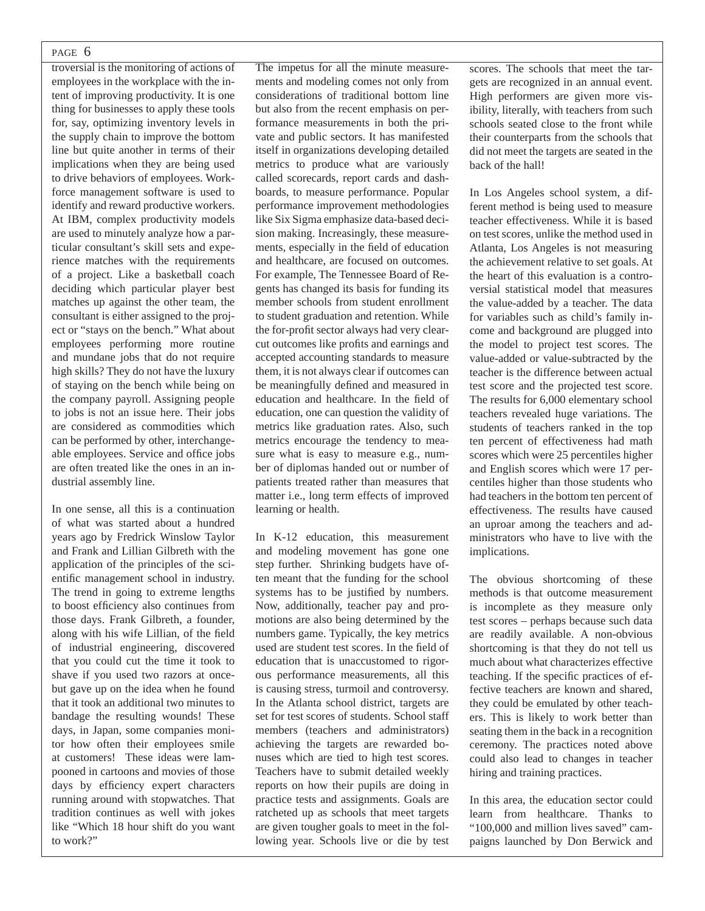troversial is the monitoring of actions of employees in the workplace with the intent of improving productivity. It is one thing for businesses to apply these tools for, say, optimizing inventory levels in the supply chain to improve the bottom line but quite another in terms of their implications when they are being used to drive behaviors of employees. Workforce management software is used to identify and reward productive workers. At IBM, complex productivity models are used to minutely analyze how a particular consultant's skill sets and experience matches with the requirements of a project. Like a basketball coach deciding which particular player best matches up against the other team, the consultant is either assigned to the project or "stays on the bench." What about employees performing more routine and mundane jobs that do not require high skills? They do not have the luxury of staying on the bench while being on the company payroll. Assigning people to jobs is not an issue here. Their jobs are considered as commodities which can be performed by other, interchangeable employees. Service and office jobs are often treated like the ones in an industrial assembly line.

In one sense, all this is a continuation of what was started about a hundred years ago by Fredrick Winslow Taylor and Frank and Lillian Gilbreth with the application of the principles of the scientific management school in industry. The trend in going to extreme lengths to boost efficiency also continues from those days. Frank Gilbreth, a founder, along with his wife Lillian, of the field of industrial engineering, discovered that you could cut the time it took to shave if you used two razors at once- but gave up on the idea when he found that it took an additional two minutes to bandage the resulting wounds! These days, in Japan, some companies monitor how often their employees smile at customers! These ideas were lampooned in cartoons and movies of those days by efficiency expert characters running around with stopwatches. That tradition continues as well with jokes like "Which 18 hour shift do you want to work?"

The impetus for all the minute measurements and modeling comes not only from considerations of traditional bottom line but also from the recent emphasis on performance measurements in both the private and public sectors. It has manifested itself in organizations developing detailed metrics to produce what are variously called scorecards, report cards and dashboards, to measure performance. Popular performance improvement methodologies like Six Sigma emphasize data-based decision making. Increasingly, these measurements, especially in the field of education and healthcare, are focused on outcomes. For example, The Tennessee Board of Regents has changed its basis for funding its member schools from student enrollment to student graduation and retention. While the for-profit sector always had very clear-cut outcomes like profits and earnings and accepted accounting standards to measure them, it is not always clear if outcomes can be meaningfully defined and measured in education and healthcare. In the field of education, one can question the validity of metrics like graduation rates. Also, such metrics encourage the tendency to measure what is easy to measure e.g., number of diplomas handed out or number of patients treated rather than measures that matter i.e., long term effects of improved learning or health.

In K-12 education, this measurement and modeling movement has gone one step further. Shrinking budgets have often meant that the funding for the school systems has to be justified by numbers. Now, additionally, teacher pay and promotions are also being determined by the numbers game. Typically, the key metrics used are student test scores. In the field of education that is unaccustomed to rigorous performance measurements, all this is causing stress, turmoil and controversy. In the Atlanta school district, targets are set for test scores of students. School staff members (teachers and administrators) achieving the targets are rewarded bonuses which are tied to high test scores. Teachers have to submit detailed weekly reports on how their pupils are doing in practice tests and assignments. Goals are ratcheted up as schools that meet targets are given tougher goals to meet in the following year. Schools live or die by test scores. The schools that meet the targets are recognized in an annual event. High performers are given more visibility, literally, with teachers from such schools seated close to the front while their counterparts from the schools that did not meet the targets are seated in the back of the hall!

In Los Angeles school system, a different method is being used to measure teacher effectiveness. While it is based on test scores, unlike the method used in Atlanta, Los Angeles is not measuring the achievement relative to set goals. At the heart of this evaluation is a controversial statistical model that measures the value-added by a teacher. The data for variables such as child's family income and background are plugged into the model to project test scores. The value-added or value-subtracted by the teacher is the difference between actual test score and the projected test score. The results for 6,000 elementary school teachers revealed huge variations. The students of teachers ranked in the top ten percent of effectiveness had math scores which were 25 percentiles higher and English scores which were 17 percentiles higher than those students who had teachers in the bottom ten percent of effectiveness. The results have caused an uproar among the teachers and administrators who have to live with the implications.

The obvious shortcoming of these methods is that outcome measurement is incomplete as they measure only test scores – perhaps because such data are readily available. A non-obvious shortcoming is that they do not tell us much about what characterizes effective teaching. If the specific practices of effective teachers are known and shared, they could be emulated by other teachers. This is likely to work better than seating them in the back in a recognition ceremony. The practices noted above could also lead to changes in teacher hiring and training practices.

In this area, the education sector could learn from healthcare. Thanks to "100,000 and million lives saved" campaigns launched by Don Berwick and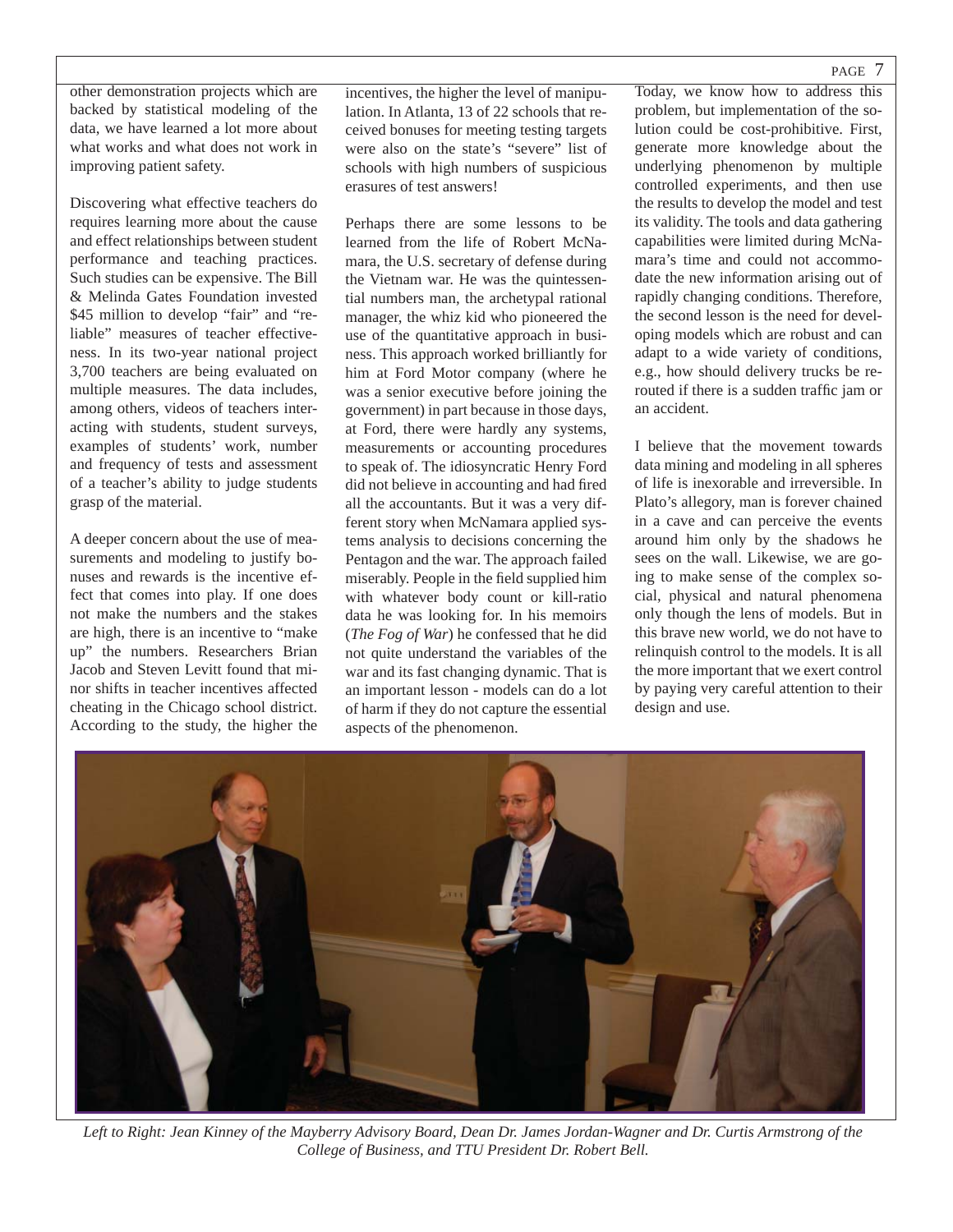other demonstration projects which are backed by statistical modeling of the data, we have learned a lot more about what works and what does not work in improving patient safety.

Discovering what effective teachers do requires learning more about the cause and effect relationships between student performance and teaching practices. Such studies can be expensive. The Bill & Melinda Gates Foundation invested $45 million to develop "fair" and "reliable" measures of teacher effectiveness. In its two-year national project 3,700 teachers are being evaluated on multiple measures. The data includes, among others, videos of teachers interacting with students, student surveys, examples of students' work, number and frequency of tests and assessment of a teacher's ability to judge students grasp of the material.

A deeper concern about the use of measurements and modeling to justify bonuses and rewards is the incentive effect that comes into play. If one does not make the numbers and the stakes are high, there is an incentive to "make up" the numbers. Researchers Brian Jacob and Steven Levitt found that minor shifts in teacher incentives affected cheating in the Chicago school district. According to the study, the higher the incentives, the higher the level of manipulation. In Atlanta, 13 of 22 schools that received bonuses for meeting testing targets were also on the state's "severe" list of schools with high numbers of suspicious erasures of test answers!

Perhaps there are some lessons to be learned from the life of Robert McNamara, the U.S. secretary of defense during the Vietnam war. He was the quintessential numbers man, the archetypal rational manager, the whiz kid who pioneered the use of the quantitative approach in business. This approach worked brilliantly for him at Ford Motor company (where he was a senior executive before joining the government) in part because in those days, at Ford, there were hardly any systems, measurements or accounting procedures to speak of. The idiosyncratic Henry Ford did not believe in accounting and had fired all the accountants. But it was a very different story when McNamara applied systems analysis to decisions concerning the Pentagon and the war. The approach failed miserably. People in the field supplied him with whatever body count or kill-ratio data he was looking for. In his memoirs (*The Fog of War*) he confessed that he did not quite understand the variables of the war and its fast changing dynamic. That is an important lesson - models can do a lot of harm if they do not capture the essential aspects of the phenomenon.

Today, we know how to address this problem, but implementation of the solution could be cost-prohibitive. First, generate more knowledge about the underlying phenomenon by multiple controlled experiments, and then use the results to develop the model and test its validity. The tools and data gathering capabilities were limited during McNamara's time and could not accommodate the new information arising out of rapidly changing conditions. Therefore, the second lesson is the need for developing models which are robust and can adapt to a wide variety of conditions, e.g., how should delivery trucks be rerouted if there is a sudden traffic jam or an accident.

I believe that the movement towards data mining and modeling in all spheres of life is inexorable and irreversible. In Plato's allegory, man is forever chained in a cave and can perceive the events around him only by the shadows he sees on the wall. Likewise, we are going to make sense of the complex social, physical and natural phenomena only though the lens of models. But in this brave new world, we do not have to relinquish control to the models. It is all the more important that we exert control by paying very careful attention to their design and use.

*Left to Right: Jean Kinney of the Mayberry Advisory Board, Dean Dr. James Jordan-Wagner and Dr. Curtis Armstrong of the College of Business, and TTU President Dr. Robert Bell.*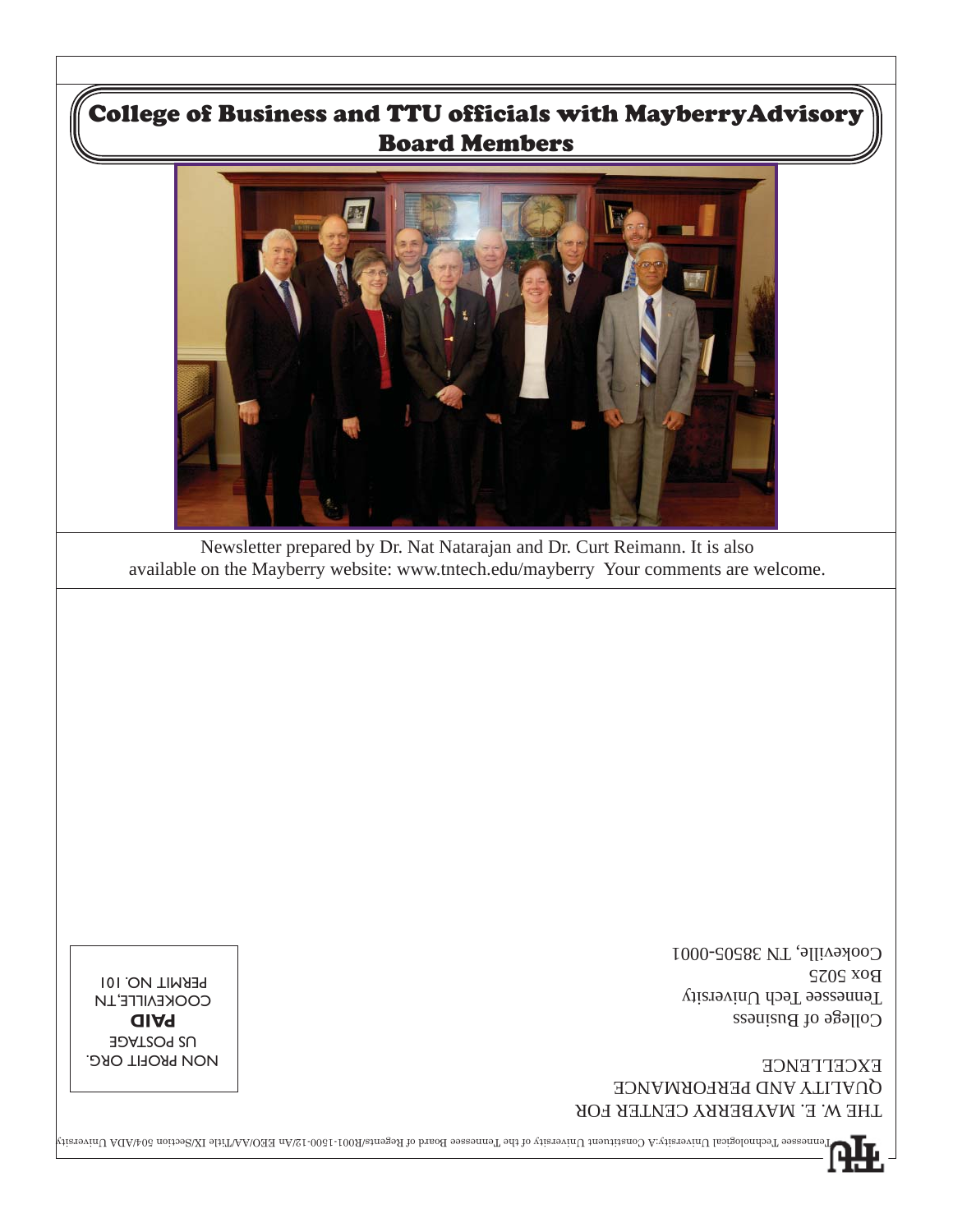## College of Business and TTU officials with Mayberry Advisory Board Members

Newsletter prepared by Dr. Nat Natarajan and Dr. Curt Reimann. It is also available on the Mayberry website: www.tntech.edu/mayberry Your comments are welcome.

THE W. E. MAYBERRY CENTER FOR
QUALITY AND PERFORMANCE
EXCELLENCE

College of Business
Tennessee Tech University
Box 5025
Cookeville, TN 38505-0001

NON PROFIT ORG.
US POSTAGE
**PAID**
COOKEVILLE,TN
PERMIT NO. 101

Tennessee Technological University:A Constituent University of the Tennessee Board of Regents/R001-1500-12/An EEO/AA/Title IX/Section 504/ADA University